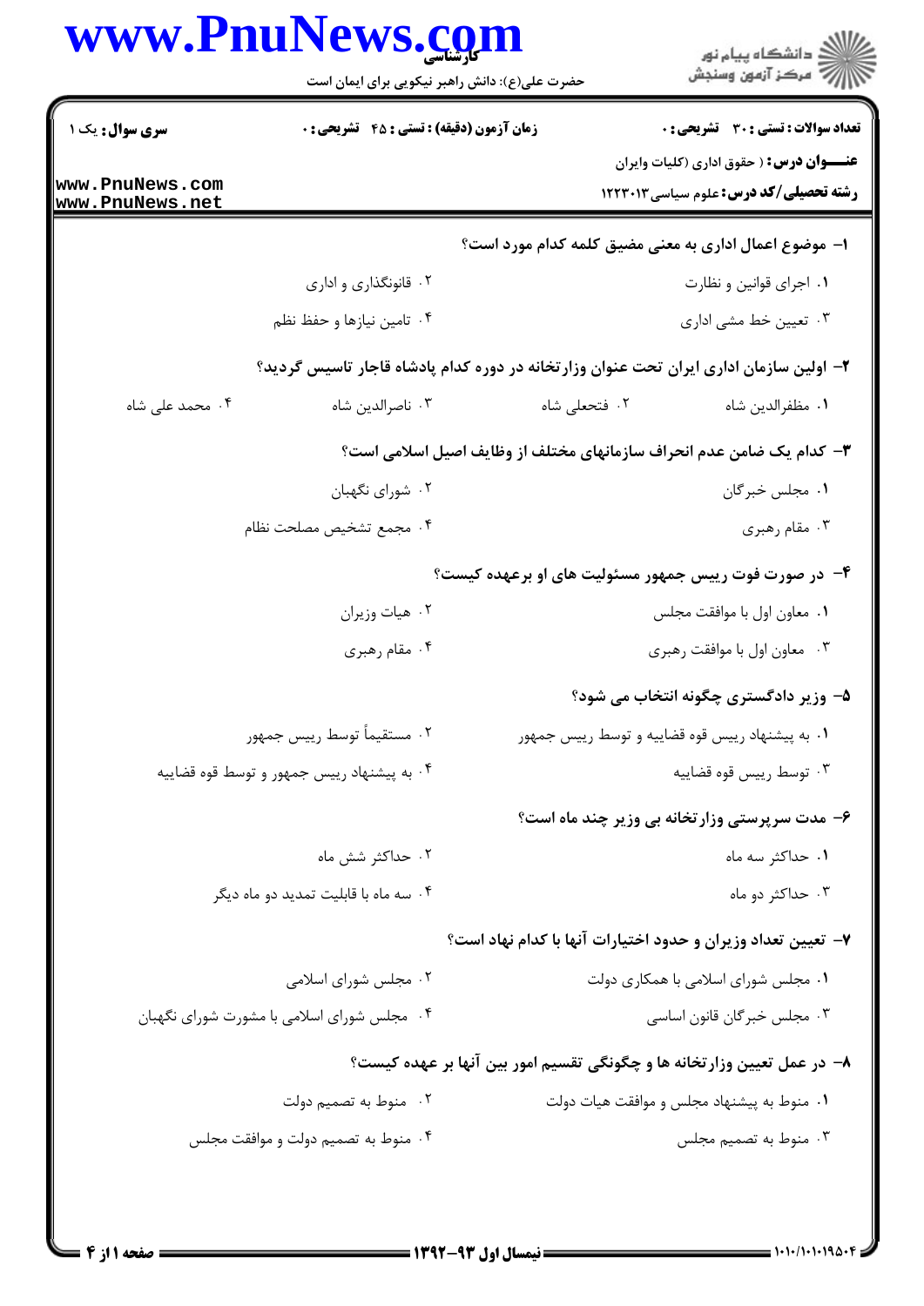کارشناسی
حضرت علی(ع): دانش راهبر نیکویی برای ایمان است

دانشگاه پیام نور
مرکز آزمون وسنجش

**سری سوال:** یک ۱

**زمان آزمون (دقیقه) : تستی : ۴۵ تشریحی : ۰**

**تعداد سوالات : تستی : ۳۰ تشریحی : ۰**

**عنـــوان درس :** ( حقوق اداری (کلیات وایران

**رشته تحصیلی/کد درس :** علوم سیاسی ۱۲۲۳۰۱۳

**۱- موضوع اعمال اداری به معنی مضیق کلمه کدام مورد است؟**

۱. اجرای قوانین و نظارت

۲. قانونگذاری و اداری

۳. تعیین خط مشی اداری

۴. تامین نیازها و حفظ نظم

**۲- اولین سازمان اداری ایران تحت عنوان وزارتخانه در دوره کدام پادشاه قاجار تاسیس گردید؟**

۱. مظفرالدین شاه

۲. فتحعلی شاه

۳. ناصرالدین شاه

۴. محمد علی شاه

**۳- کدام یک ضامن عدم انحراف سازمانهای مختلف از وظایف اصیل اسلامی است؟**

۱. مجلس خبرگان

۲. شورای نگهبان

۳. مقام رهبری

۴. مجمع تشخیص مصلحت نظام

**۴- در صورت فوت رییس جمهور مسئولیت های او برعهده کیست؟**

۱. معاون اول با موافقت مجلس

۲. هیات وزیران

۳. معاون اول با موافقت رهبری

۴. مقام رهبری

**۵- وزیر دادگستری چگونه انتخاب می شود؟**

۱. به پیشنهاد رییس قوه قضاییه و توسط رییس جمهور

۲. مستقیماً توسط رییس جمهور

۳. توسط رییس قوه قضاییه

۴. به پیشنهاد رییس جمهور و توسط قوه قضاییه

**۶- مدت سرپرستی وزارتخانه بی وزیر چند ماه است؟**

۱. حداکثر سه ماه

۲. حداکثر شش ماه

۳. حداکثر دو ماه

۴. سه ماه با قابلیت تمدید دو ماه دیگر

**۷- تعیین تعداد وزیران و حدود اختیارات آنها با کدام نهاد است؟**

۱. مجلس شورای اسلامی با همکاری دولت

۲. مجلس شورای اسلامی

۳. مجلس خبرگان قانون اساسی

۴. مجلس شورای اسلامی با مشورت شورای نگهبان

**۸- در عمل تعیین وزارتخانه ها و چگونگی تقسیم امور بین آنها بر عهده کیست؟**

۱. منوط به پیشنهاد مجلس و موافقت هیات دولت

۲. منوط به تصمیم دولت

۳. منوط به تصمیم مجلس

۴. منوط به تصمیم دولت و موافقت مجلس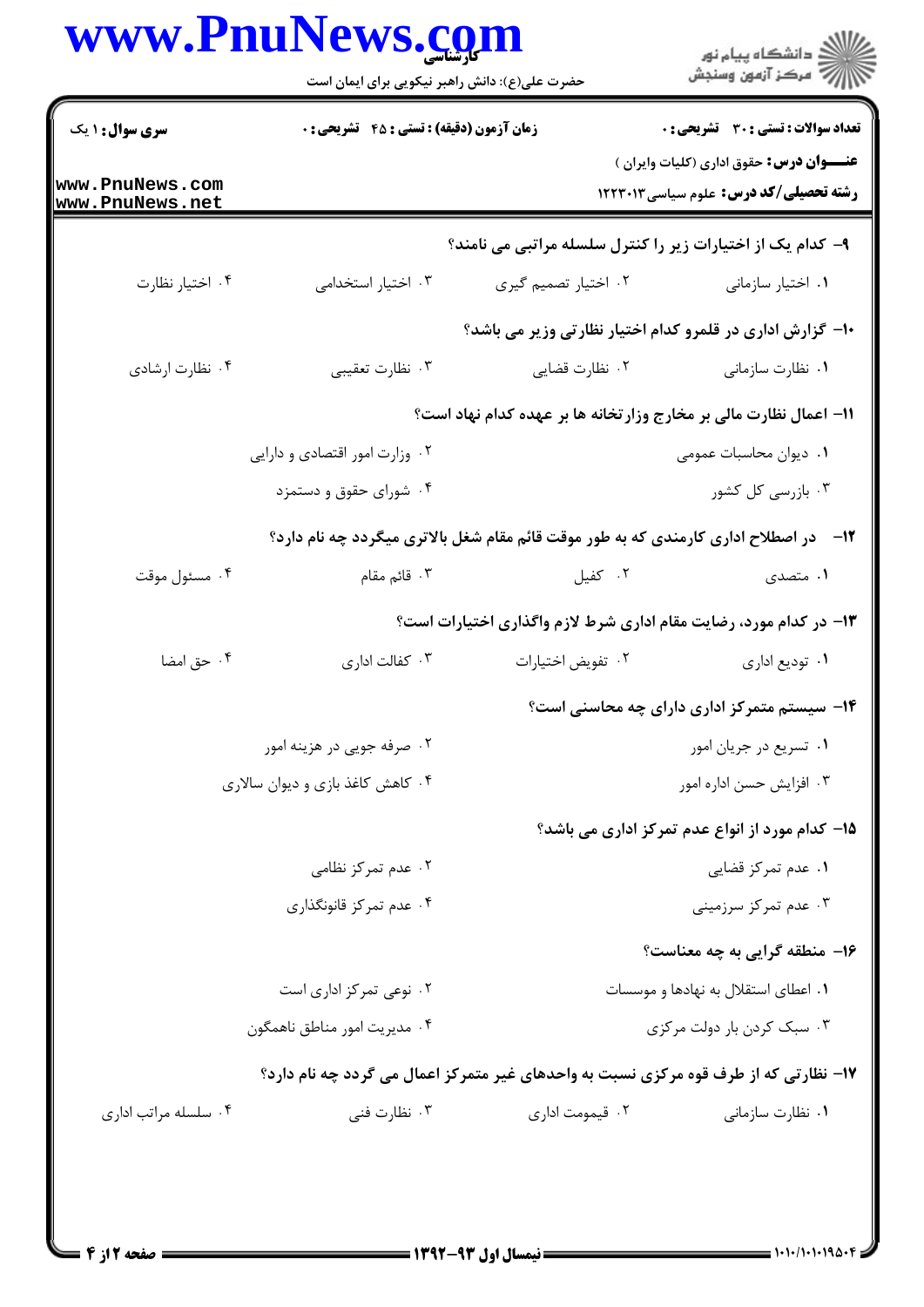**تعداد سوالات : تستی : ۳۰ تشریحی : ۰** | **زمان آزمون (دقیقه) : تستی : ۴۵ تشریحی : ۰** | **سری سوال : ۱ یک**

**عنـــوان درس:** حقوق اداری (کلیات وایران )

**رشته تحصیلی/کد درس:** علوم سیاسی۱۲۲۳۰۱۳

۹- کدام یک از اختیارات زیر را کنترل سلسله مراتبی می نامند؟

۱. اختیار سازمانی
۲. اختیار تصمیم گیری
۳. اختیار استخدامی
۴. اختیار نظارت

۱۰- گزارش اداری در قلمرو کدام اختیار نظارتی وزیر می باشد؟

۱. نظارت سازمانی
۲. نظارت قضایی
۳. نظارت تعقیبی
۴. نظارت ارشادی

۱۱- اعمال نظارت مالی بر مخارج وزارتخانه ها بر عهده کدام نهاد است؟

۱. دیوان محاسبات عمومی
۲. وزارت امور اقتصادی و دارایی
۳. بازرسی کل کشور
۴. شورای حقوق و دستمزد

۱۲- در اصطلاح اداری کارمندی که به طور موقت قائم مقام شغل بالاتری میگردد چه نام دارد؟

۱. متصدی
۲. کفیل
۳. قائم مقام
۴. مسئول موقت

۱۳- در کدام مورد، رضایت مقام اداری شرط لازم واگذاری اختیارات است؟

۱. تودیع اداری
۲. تفویض اختیارات
۳. کفالت اداری
۴. حق امضا

۱۴- سیستم متمرکز اداری دارای چه محاسنی است؟

۱. تسریع در جریان امور
۲. صرفه جویی در هزینه امور
۳. افزایش حسن اداره امور
۴. کاهش کاغذ بازی و دیوان سالاری

۱۵- کدام مورد از انواع عدم تمرکز اداری می باشد؟

۱. عدم تمرکز قضایی
۲. عدم تمرکز نظامی
۳. عدم تمرکز سرزمینی
۴. عدم تمرکز قانونگذاری

۱۶- منطقه گرایی به چه معناست؟

۱. اعطای استقلال به نهادها و موسسات
۲. نوعی تمرکز اداری است
۳. سبک کردن بار دولت مرکزی
۴. مدیریت امور مناطق ناهمگون

۱۷- نظارتی که از طرف قوه مرکزی نسبت به واحدهای غیر متمرکز اعمال می گردد چه نام دارد؟

۱. نظارت سازمانی
۲. قیمومت اداری
۳. نظارت فنی
۴. سلسله مراتب اداری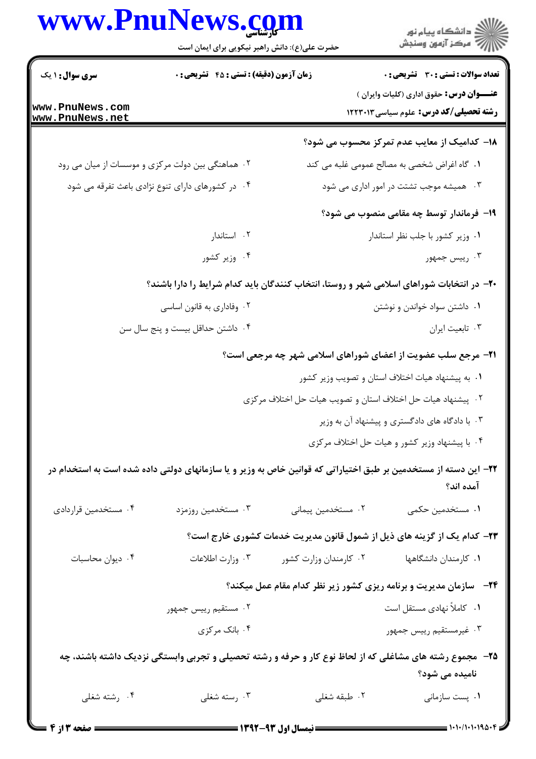**تعداد سوالات : تستی : ۳۰ تشریحی : ۰**　**زمان آزمون (دقیقه) : تستی : ۴۵ تشریحی : ۰**　**سری سوال : ۱ یک**

**عنـــوان درس:** حقوق اداری (کلیات وایران )

**رشته تحصیلی/کد درس:** علوم سیاسی۱۲۲۳۰۱۳

**۱۸- کدامیک از معایب عدم تمرکز محسوب می شود؟**

۱. گاه اغراض شخصی به مصالح عمومی غلبه می کند

۲. هماهنگی بین دولت مرکزی و موسسات از میان می رود

۳. همیشه موجب تشتت در امور اداری می شود

۴. در کشورهای دارای تنوع نژادی باعث تفرقه می شود

**۱۹- فرماندار توسط چه مقامی منصوب می شود؟**

۱. وزیر کشور با جلب نظر استاندار

۲. استاندار

۳. رییس جمهور

۴. وزیر کشور

**۲۰- در انتخابات شوراهای اسلامی شهر و روستا، انتخاب کنندگان باید کدام شرایط را دارا باشند؟**

۱. داشتن سواد خواندن و نوشتن

۲. وفاداری به قانون اساسی

۳. تابعیت ایران

۴. داشتن حداقل بیست و پنج سال سن

**۲۱- مرجع سلب عضویت از اعضای شوراهای اسلامی شهر چه مرجعی است؟**

۱. به پیشنهاد هیات اختلاف استان و تصویب وزیر کشور

۲. پیشنهاد هیات حل اختلاف استان و تصویب هیات حل اختلاف مرکزی

۳. با دادگاه های دادگستری و پیشنهاد آن به وزیر

۴. با پیشنهاد وزیر کشور و هیات حل اختلاف مرکزی

**۲۲- این دسته از مستخدمین بر طبق اختیاراتی که قوانین خاص به وزیر و یا سازمانهای دولتی داده شده است به استخدام در آمده اند؟**

۱. مستخدمین حکمی

۲. مستخدمین پیمانی

۳. مستخدمین روزمزد

۴. مستخدمین قراردادی

**۲۳- کدام یک از گزینه های ذیل از شمول قانون مدیریت خدمات کشوری خارج است؟**

۱. کارمندان دانشگاهها

۲. کارمندان وزارت کشور

۳. وزارت اطلاعات

۴. دیوان محاسبات

**۲۴- سازمان مدیریت و برنامه ریزی کشور زیر نظر کدام مقام عمل میکند؟**

۱. کاملاً نهادی مستقل است

۲. مستقیم رییس جمهور

۳. غیرمستقیم رییس جمهور

۴. بانک مرکزی

**۲۵- مجموع رشته های مشاغلی که از لحاظ نوع کار و حرفه و رشته تحصیلی و تجربی وابستگی نزدیک داشته باشند، چه نامیده می شود؟**

۱. پست سازمانی

۲. طبقه شغلی

۳. رسته شغلی

۴. رشته شغلی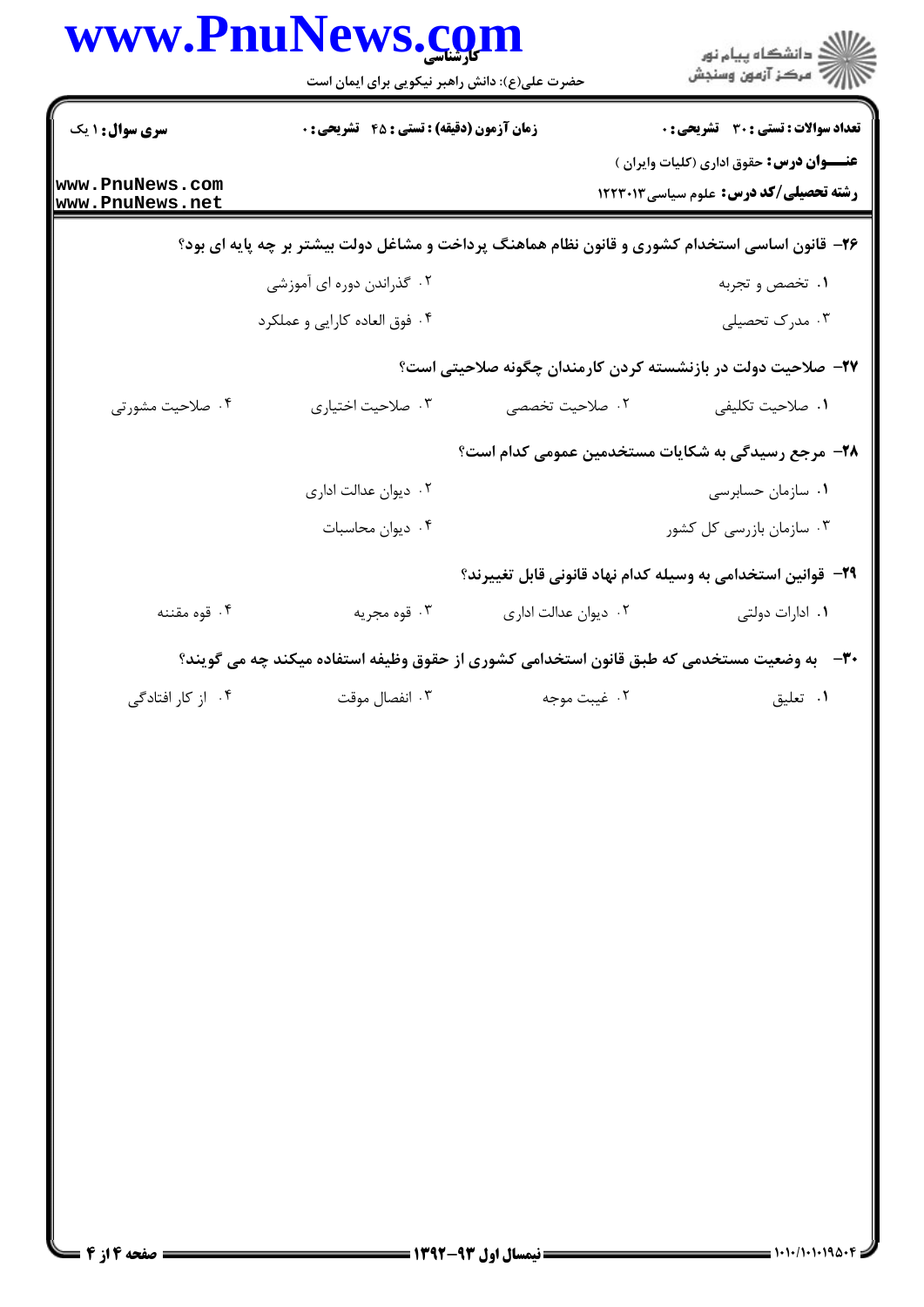۲۶- قانون اساسی استخدام کشوری و قانون نظام هماهنگ پرداخت و مشاغل دولت بیشتر بر چه پایه ای بود؟

۱. تخصص و تجربه

۲. گذراندن دوره ای آموزشی

۳. مدرک تحصیلی

۴. فوق العاده کارایی و عملکرد

۲۷- صلاحیت دولت در بازنشسته کردن کارمندان چگونه صلاحیتی است؟

۱. صلاحیت تکلیفی

۲. صلاحیت تخصصی

۳. صلاحیت اختیاری

۴. صلاحیت مشورتی

۲۸- مرجع رسیدگی به شکایات مستخدمین عمومی کدام است؟

۱. سازمان حسابرسی

۲. دیوان عدالت اداری

۳. سازمان بازرسی کل کشور

۴. دیوان محاسبات

۲۹- قوانین استخدامی به وسیله کدام نهاد قانونی قابل تغییرند؟

۱. ادارات دولتی

۲. دیوان عدالت اداری

۳. قوه مجریه

۴. قوه مقننه

۳۰- به وضعیت مستخدمی که طبق قانون استخدامی کشوری از حقوق وظیفه استفاده میکند چه می گویند؟

۱. تعلیق

۲. غیبت موجه

۳. انفصال موقت

۴. از کار افتادگی